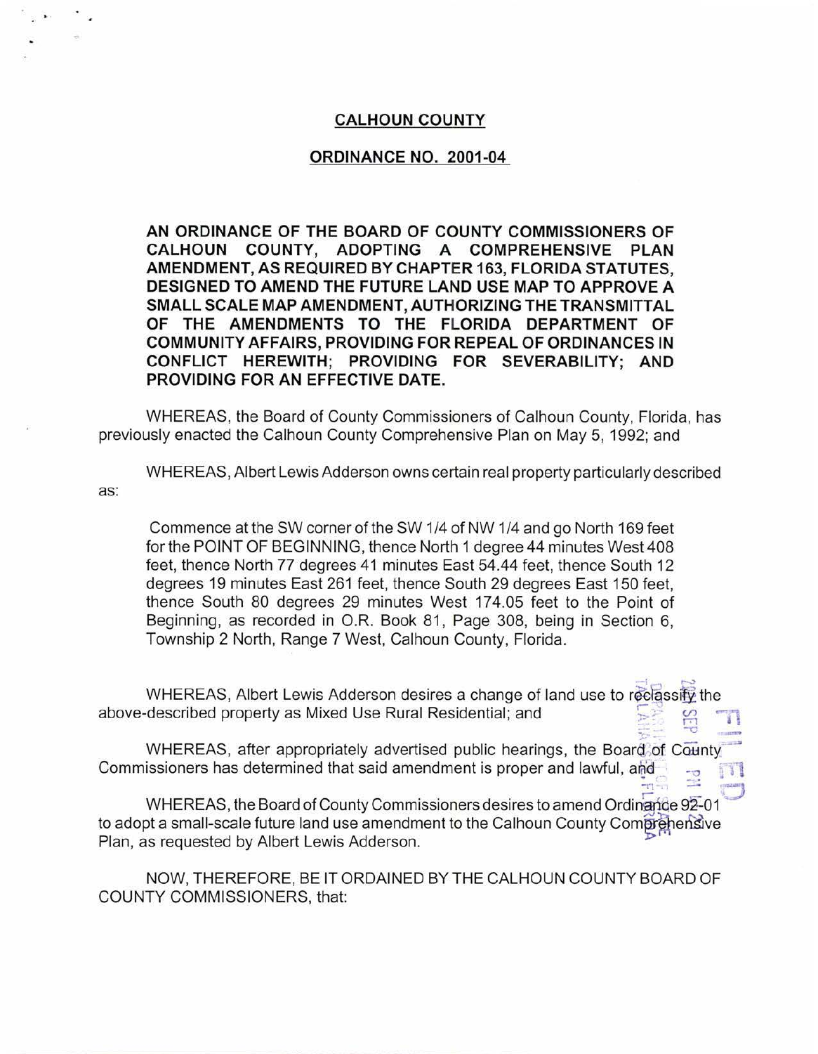# CALHOUN COUNTY

## ORDINANCE NO. 2001-04

**AN ORDINANCE OF THE BOARD OF COUNTY COMMISSIONERS OF CALHOUN COUNTY, ADOPTING A COMPREHENSIVE PLAN AMENDMENT, AS REQUIRED BY CHAPTER 163, FLORIDA STATUTES, DESIGNED TO AMEND THE FUTURE LAND USE MAP TO APPROVE A SMALL SCALE MAP AMENDMENT, AUTHORIZING THE TRANSMITTAL OF THE AMENDMENTS TO THE FLORIDA DEPARTMENT OF COMMUNITY AFFAIRS, PROVIDING FOR REPEAL OF ORDINANCES IN CONFLICT HEREWITH; PROVIDING FOR SEVERABILITY; AND PROVIDING FOR AN EFFECTIVE DATE.**

WHEREAS, the Board of County Commissioners of Calhoun County, Florida, has previously enacted the Calhoun County Comprehensive Plan on May 5, 1992; and

WHEREAS, Albert Lewis Adderson owns certain real property particularly described as:

> Commence at the SW corner of the SW 1/4 of NW 1/4 and go North 169 feet for the POINT OF BEGINNING, thence North 1 degree 44 minutes West 408 feet, thence North 77 degrees 41 minutes East 54.44 feet, thence South 12 degrees 19 minutes East 261 feet, thence South 29 degrees East 150 feet, thence South 80 degrees 29 minutes West 174.05 feet to the Point of Beginning, as recorded in O.R. Book 81, Page 308, being in Section 6, Township 2 North, Range 7 West, Calhoun County, Florida.

WHEREAS, Albert Lewis Adderson desires a change of land use to reclassify the above-described property as Mixed Use Rural Residential; and

WHEREAS, after appropriately advertised public hearings, the Board of County Commissioners has determined that said amendment is proper and lawful, and

WHEREAS, the Board of County Commissioners desires to amend Ordinance 92-01 to adopt a small-scale future land use amendment to the Calhoun County Comprehensive Plan, as requested by Albert Lewis Adderson.

NOW, THEREFORE, BE IT ORDAINED BY THE CALHOUN COUNTY BOARD OF COUNTY COMMISSIONERS, that: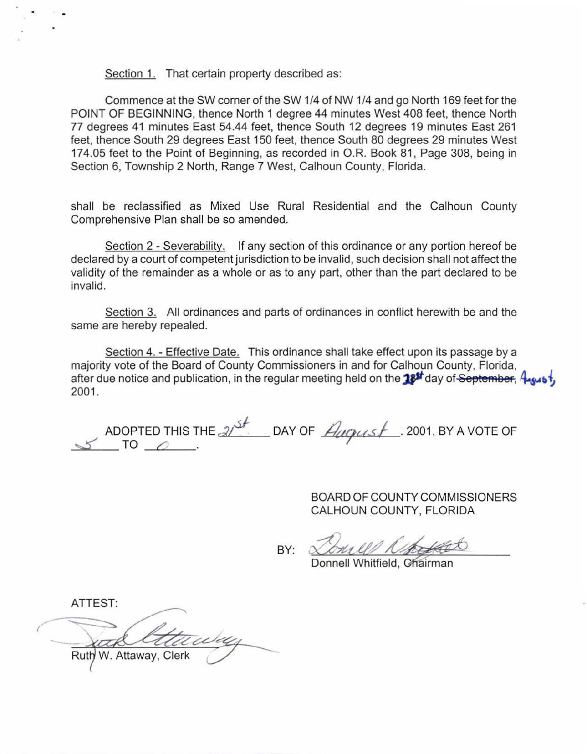Section 1. That certain property described as:

Commence at the SW corner of the SW 1/4 of NW 1/4 and go North 169 feet for the POINT OF BEGINNING, thence North 1 degree 44 minutes West 408 feet, thence North 77 degrees 41 minutes East 54.44 feet, thence South 12 degrees 19 minutes East 261 feet, thence South 29 degrees East 150 feet, thence South 80 degrees 29 minutes West 174.05 feet to the Point of Beginning, as recorded in O.R. Book 81, Page 308, being in Section 6, Township 2 North, Range 7 West, Calhoun County, Florida.

shall be reclassified as Mixed Use Rural Residential and the Calhoun County Comprehensive Plan shall be so amended.

Section 2 - Severability. If any section of this ordinance or any portion hereof be declared by a court of competent jurisdiction to be invalid, such decision shall not affect the validity of the remainder as a whole or as to any part, other than the part declared to be invalid.

Section 3. All ordinances and parts of ordinances in conflict herewith be and the same are hereby repealed.

Section 4. - Effective Date. This ordinance shall take effect upon its passage by a majority vote of the Board of County Commissioners in and for Calhoun County, Florida, after due notice and publication, in the regular meeting held on the 21st day of ~~September,~~ August, 2001.

ADOPTED THIS THE 21st DAY OF August, 2001, BY A VOTE OF 5 TO 0.

BOARD OF COUNTY COMMISSIONERS
CALHOUN COUNTY, FLORIDA

BY: [signature]
Donnell Whitfield, Chairman

ATTEST:

[signature]
Ruth W. Attaway, Clerk